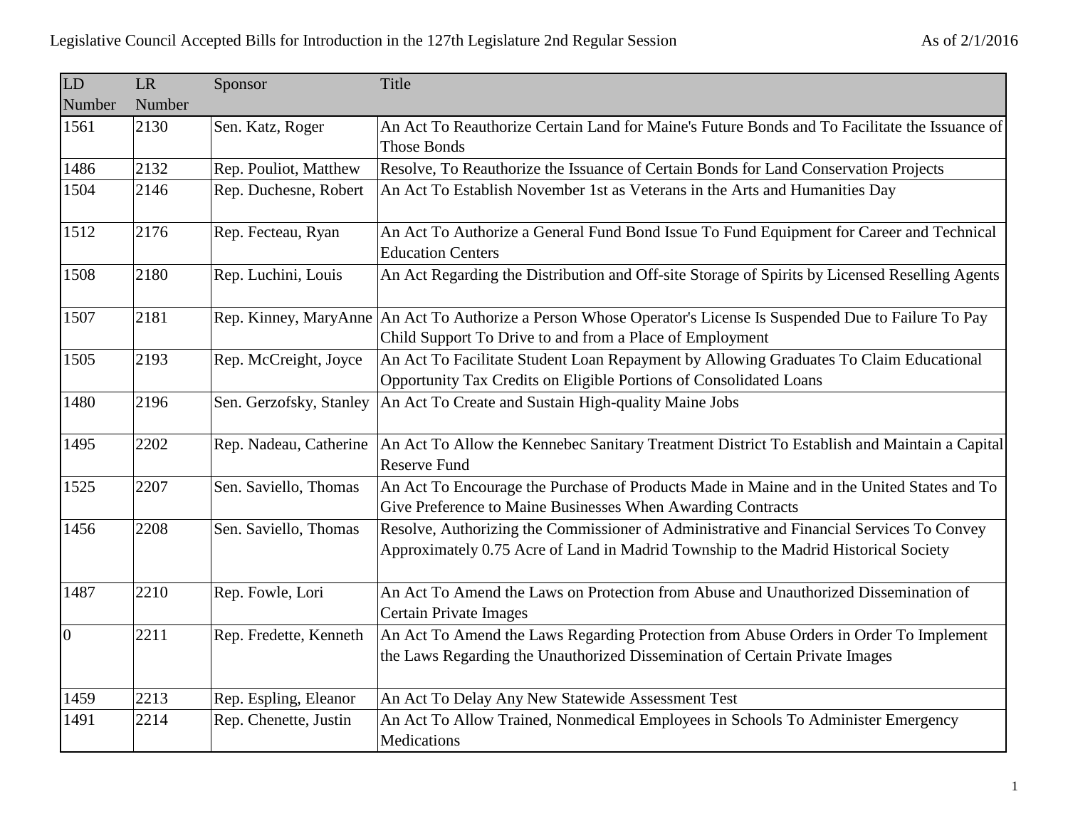Legislative Council Accepted Bills for Introduction in the 127th Legislature 2nd Regular Session

As of 2/1/2016

| LD Number | LR Number | Sponsor | Title |
|---|---|---|---|
| 1561 | 2130 | Sen. Katz, Roger | An Act To Reauthorize Certain Land for Maine's Future Bonds and To Facilitate the Issuance of Those Bonds |
| 1486 | 2132 | Rep. Pouliot, Matthew | Resolve, To Reauthorize the Issuance of Certain Bonds for Land Conservation Projects |
| 1504 | 2146 | Rep. Duchesne, Robert | An Act To Establish November 1st as Veterans in the Arts and Humanities Day |
| 1512 | 2176 | Rep. Fecteau, Ryan | An Act To Authorize a General Fund Bond Issue To Fund Equipment for Career and Technical Education Centers |
| 1508 | 2180 | Rep. Luchini, Louis | An Act Regarding the Distribution and Off-site Storage of Spirits by Licensed Reselling Agents |
| 1507 | 2181 | Rep. Kinney, MaryAnne | An Act To Authorize a Person Whose Operator's License Is Suspended Due to Failure To Pay Child Support To Drive to and from a Place of Employment |
| 1505 | 2193 | Rep. McCreight, Joyce | An Act To Facilitate Student Loan Repayment by Allowing Graduates To Claim Educational Opportunity Tax Credits on Eligible Portions of Consolidated Loans |
| 1480 | 2196 | Sen. Gerzofsky, Stanley | An Act To Create and Sustain High-quality Maine Jobs |
| 1495 | 2202 | Rep. Nadeau, Catherine | An Act To Allow the Kennebec Sanitary Treatment District To Establish and Maintain a Capital Reserve Fund |
| 1525 | 2207 | Sen. Saviello, Thomas | An Act To Encourage the Purchase of Products Made in Maine and in the United States and To Give Preference to Maine Businesses When Awarding Contracts |
| 1456 | 2208 | Sen. Saviello, Thomas | Resolve, Authorizing the Commissioner of Administrative and Financial Services To Convey Approximately 0.75 Acre of Land in Madrid Township to the Madrid Historical Society |
| 1487 | 2210 | Rep. Fowle, Lori | An Act To Amend the Laws on Protection from Abuse and Unauthorized Dissemination of Certain Private Images |
| 0 | 2211 | Rep. Fredette, Kenneth | An Act To Amend the Laws Regarding Protection from Abuse Orders in Order To Implement the Laws Regarding the Unauthorized Dissemination of Certain Private Images |
| 1459 | 2213 | Rep. Espling, Eleanor | An Act To Delay Any New Statewide Assessment Test |
| 1491 | 2214 | Rep. Chenette, Justin | An Act To Allow Trained, Nonmedical Employees in Schools To Administer Emergency Medications |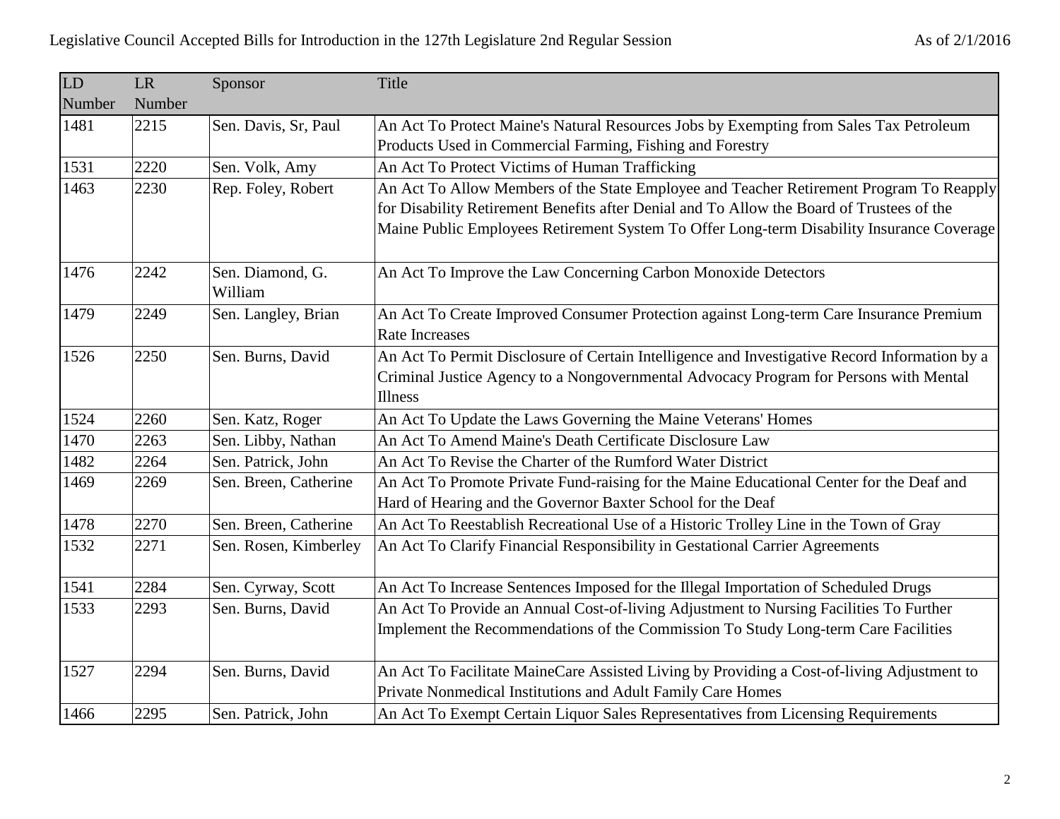| LD Number | LR Number | Sponsor | Title |
|---|---|---|---|
| 1481 | 2215 | Sen. Davis, Sr, Paul | An Act To Protect Maine's Natural Resources Jobs by Exempting from Sales Tax Petroleum Products Used in Commercial Farming, Fishing and Forestry |
| 1531 | 2220 | Sen. Volk, Amy | An Act To Protect Victims of Human Trafficking |
| 1463 | 2230 | Rep. Foley, Robert | An Act To Allow Members of the State Employee and Teacher Retirement Program To Reapply for Disability Retirement Benefits after Denial and To Allow the Board of Trustees of the Maine Public Employees Retirement System To Offer Long-term Disability Insurance Coverage |
| 1476 | 2242 | Sen. Diamond, G. William | An Act To Improve the Law Concerning Carbon Monoxide Detectors |
| 1479 | 2249 | Sen. Langley, Brian | An Act To Create Improved Consumer Protection against Long-term Care Insurance Premium Rate Increases |
| 1526 | 2250 | Sen. Burns, David | An Act To Permit Disclosure of Certain Intelligence and Investigative Record Information by a Criminal Justice Agency to a Nongovernmental Advocacy Program for Persons with Mental Illness |
| 1524 | 2260 | Sen. Katz, Roger | An Act To Update the Laws Governing the Maine Veterans' Homes |
| 1470 | 2263 | Sen. Libby, Nathan | An Act To Amend Maine's Death Certificate Disclosure Law |
| 1482 | 2264 | Sen. Patrick, John | An Act To Revise the Charter of the Rumford Water District |
| 1469 | 2269 | Sen. Breen, Catherine | An Act To Promote Private Fund-raising for the Maine Educational Center for the Deaf and Hard of Hearing and the Governor Baxter School for the Deaf |
| 1478 | 2270 | Sen. Breen, Catherine | An Act To Reestablish Recreational Use of a Historic Trolley Line in the Town of Gray |
| 1532 | 2271 | Sen. Rosen, Kimberley | An Act To Clarify Financial Responsibility in Gestational Carrier Agreements |
| 1541 | 2284 | Sen. Cyrway, Scott | An Act To Increase Sentences Imposed for the Illegal Importation of Scheduled Drugs |
| 1533 | 2293 | Sen. Burns, David | An Act To Provide an Annual Cost-of-living Adjustment to Nursing Facilities To Further Implement the Recommendations of the Commission To Study Long-term Care Facilities |
| 1527 | 2294 | Sen. Burns, David | An Act To Facilitate MaineCare Assisted Living by Providing a Cost-of-living Adjustment to Private Nonmedical Institutions and Adult Family Care Homes |
| 1466 | 2295 | Sen. Patrick, John | An Act To Exempt Certain Liquor Sales Representatives from Licensing Requirements |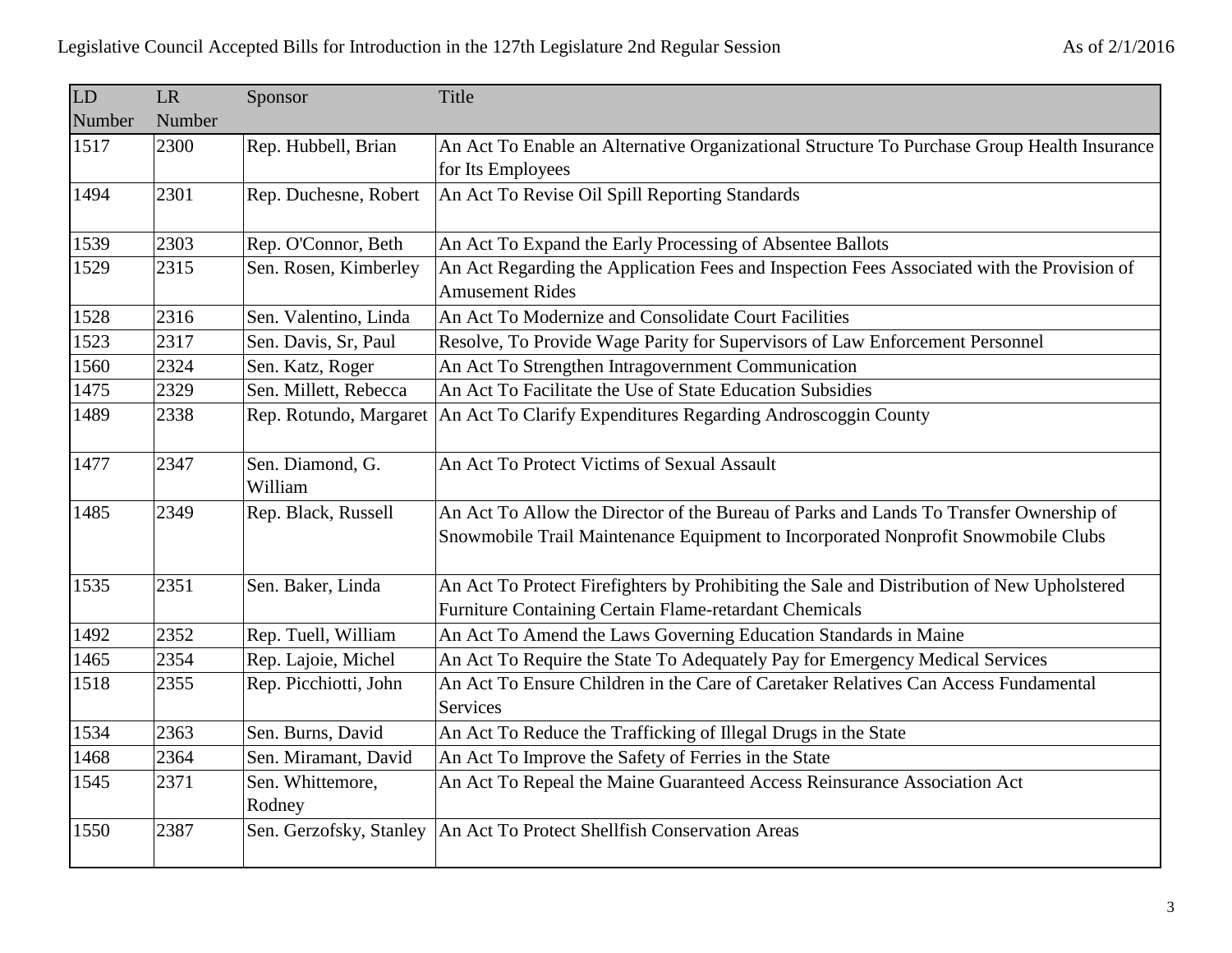| LD Number | LR Number | Sponsor | Title |
| --- | --- | --- | --- |
| 1517 | 2300 | Rep. Hubbell, Brian | An Act To Enable an Alternative Organizational Structure To Purchase Group Health Insurance for Its Employees |
| 1494 | 2301 | Rep. Duchesne, Robert | An Act To Revise Oil Spill Reporting Standards |
| 1539 | 2303 | Rep. O'Connor, Beth | An Act To Expand the Early Processing of Absentee Ballots |
| 1529 | 2315 | Sen. Rosen, Kimberley | An Act Regarding the Application Fees and Inspection Fees Associated with the Provision of Amusement Rides |
| 1528 | 2316 | Sen. Valentino, Linda | An Act To Modernize and Consolidate Court Facilities |
| 1523 | 2317 | Sen. Davis, Sr, Paul | Resolve, To Provide Wage Parity for Supervisors of Law Enforcement Personnel |
| 1560 | 2324 | Sen. Katz, Roger | An Act To Strengthen Intragovernment Communication |
| 1475 | 2329 | Sen. Millett, Rebecca | An Act To Facilitate the Use of State Education Subsidies |
| 1489 | 2338 | Rep. Rotundo, Margaret | An Act To Clarify Expenditures Regarding Androscoggin County |
| 1477 | 2347 | Sen. Diamond, G. William | An Act To Protect Victims of Sexual Assault |
| 1485 | 2349 | Rep. Black, Russell | An Act To Allow the Director of the Bureau of Parks and Lands To Transfer Ownership of Snowmobile Trail Maintenance Equipment to Incorporated Nonprofit Snowmobile Clubs |
| 1535 | 2351 | Sen. Baker, Linda | An Act To Protect Firefighters by Prohibiting the Sale and Distribution of New Upholstered Furniture Containing Certain Flame-retardant Chemicals |
| 1492 | 2352 | Rep. Tuell, William | An Act To Amend the Laws Governing Education Standards in Maine |
| 1465 | 2354 | Rep. Lajoie, Michel | An Act To Require the State To Adequately Pay for Emergency Medical Services |
| 1518 | 2355 | Rep. Picchiotti, John | An Act To Ensure Children in the Care of Caretaker Relatives Can Access Fundamental Services |
| 1534 | 2363 | Sen. Burns, David | An Act To Reduce the Trafficking of Illegal Drugs in the State |
| 1468 | 2364 | Sen. Miramant, David | An Act To Improve the Safety of Ferries in the State |
| 1545 | 2371 | Sen. Whittemore, Rodney | An Act To Repeal the Maine Guaranteed Access Reinsurance Association Act |
| 1550 | 2387 | Sen. Gerzofsky, Stanley | An Act To Protect Shellfish Conservation Areas |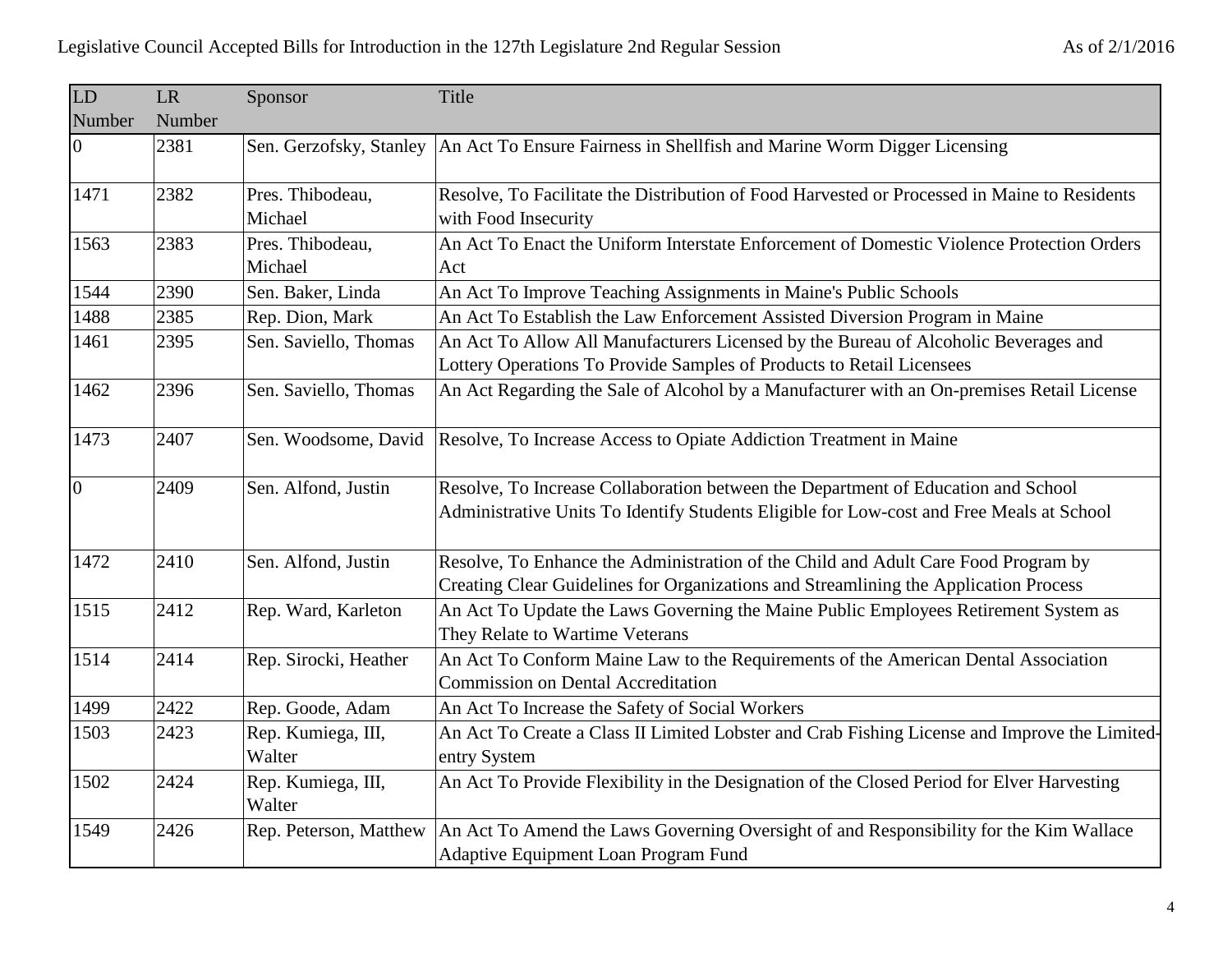| LD Number | LR Number | Sponsor | Title |
|---|---|---|---|
| 0 | 2381 | Sen. Gerzofsky, Stanley | An Act To Ensure Fairness in Shellfish and Marine Worm Digger Licensing |
| 1471 | 2382 | Pres. Thibodeau, Michael | Resolve, To Facilitate the Distribution of Food Harvested or Processed in Maine to Residents with Food Insecurity |
| 1563 | 2383 | Pres. Thibodeau, Michael | An Act To Enact the Uniform Interstate Enforcement of Domestic Violence Protection Orders Act |
| 1544 | 2390 | Sen. Baker, Linda | An Act To Improve Teaching Assignments in Maine's Public Schools |
| 1488 | 2385 | Rep. Dion, Mark | An Act To Establish the Law Enforcement Assisted Diversion Program in Maine |
| 1461 | 2395 | Sen. Saviello, Thomas | An Act To Allow All Manufacturers Licensed by the Bureau of Alcoholic Beverages and Lottery Operations To Provide Samples of Products to Retail Licensees |
| 1462 | 2396 | Sen. Saviello, Thomas | An Act Regarding the Sale of Alcohol by a Manufacturer with an On-premises Retail License |
| 1473 | 2407 | Sen. Woodsome, David | Resolve, To Increase Access to Opiate Addiction Treatment in Maine |
| 0 | 2409 | Sen. Alfond, Justin | Resolve, To Increase Collaboration between the Department of Education and School Administrative Units To Identify Students Eligible for Low-cost and Free Meals at School |
| 1472 | 2410 | Sen. Alfond, Justin | Resolve, To Enhance the Administration of the Child and Adult Care Food Program by Creating Clear Guidelines for Organizations and Streamlining the Application Process |
| 1515 | 2412 | Rep. Ward, Karleton | An Act To Update the Laws Governing the Maine Public Employees Retirement System as They Relate to Wartime Veterans |
| 1514 | 2414 | Rep. Sirocki, Heather | An Act To Conform Maine Law to the Requirements of the American Dental Association Commission on Dental Accreditation |
| 1499 | 2422 | Rep. Goode, Adam | An Act To Increase the Safety of Social Workers |
| 1503 | 2423 | Rep. Kumiega, III, Walter | An Act To Create a Class II Limited Lobster and Crab Fishing License and Improve the Limited-entry System |
| 1502 | 2424 | Rep. Kumiega, III, Walter | An Act To Provide Flexibility in the Designation of the Closed Period for Elver Harvesting |
| 1549 | 2426 | Rep. Peterson, Matthew | An Act To Amend the Laws Governing Oversight of and Responsibility for the Kim Wallace Adaptive Equipment Loan Program Fund |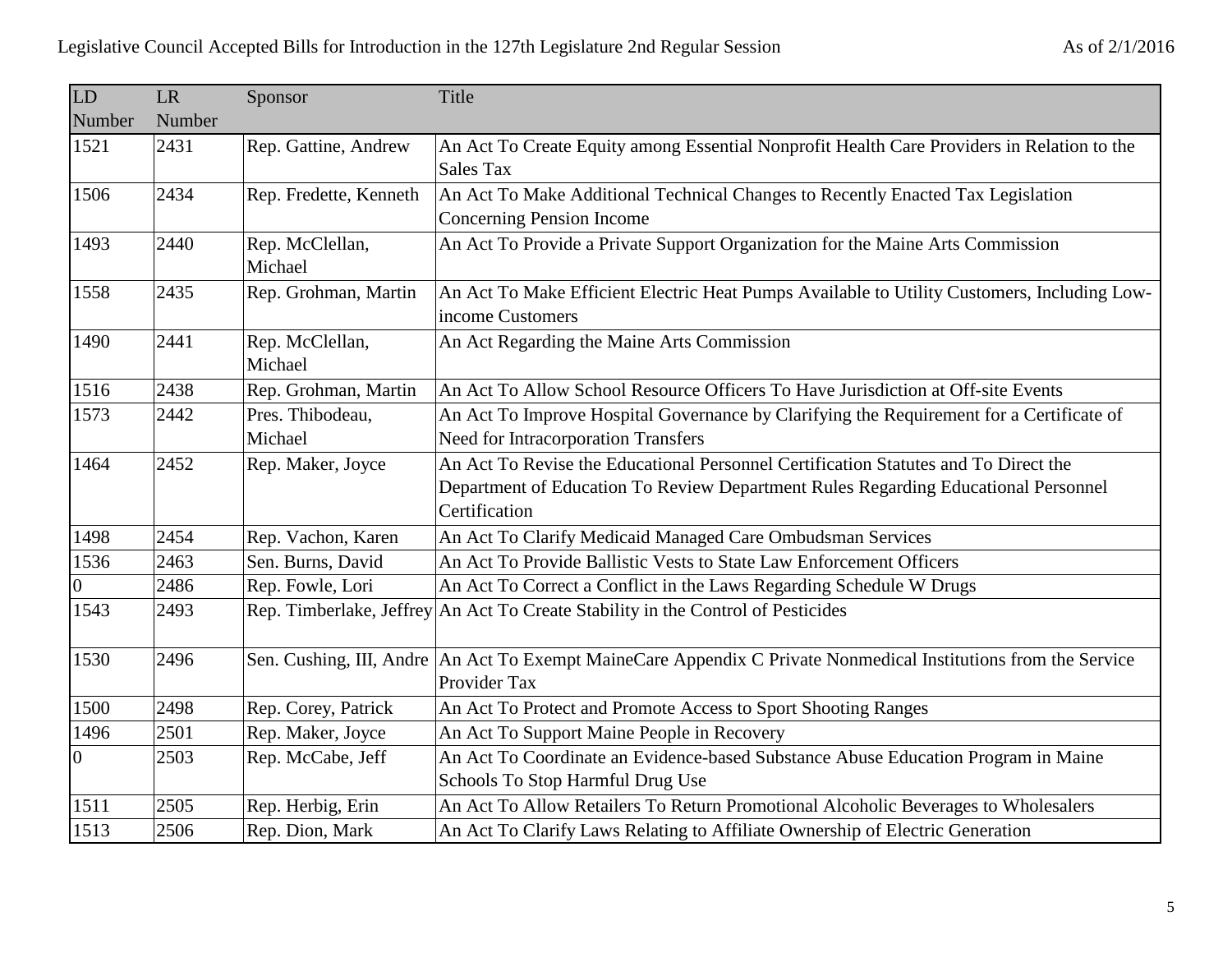| LD Number | LR Number | Sponsor | Title |
|---|---|---|---|
| 1521 | 2431 | Rep. Gattine, Andrew | An Act To Create Equity among Essential Nonprofit Health Care Providers in Relation to the Sales Tax |
| 1506 | 2434 | Rep. Fredette, Kenneth | An Act To Make Additional Technical Changes to Recently Enacted Tax Legislation Concerning Pension Income |
| 1493 | 2440 | Rep. McClellan, Michael | An Act To Provide a Private Support Organization for the Maine Arts Commission |
| 1558 | 2435 | Rep. Grohman, Martin | An Act To Make Efficient Electric Heat Pumps Available to Utility Customers, Including Low-income Customers |
| 1490 | 2441 | Rep. McClellan, Michael | An Act Regarding the Maine Arts Commission |
| 1516 | 2438 | Rep. Grohman, Martin | An Act To Allow School Resource Officers To Have Jurisdiction at Off-site Events |
| 1573 | 2442 | Pres. Thibodeau, Michael | An Act To Improve Hospital Governance by Clarifying the Requirement for a Certificate of Need for Intracorporation Transfers |
| 1464 | 2452 | Rep. Maker, Joyce | An Act To Revise the Educational Personnel Certification Statutes and To Direct the Department of Education To Review Department Rules Regarding Educational Personnel Certification |
| 1498 | 2454 | Rep. Vachon, Karen | An Act To Clarify Medicaid Managed Care Ombudsman Services |
| 1536 | 2463 | Sen. Burns, David | An Act To Provide Ballistic Vests to State Law Enforcement Officers |
| 0 | 2486 | Rep. Fowle, Lori | An Act To Correct a Conflict in the Laws Regarding Schedule W Drugs |
| 1543 | 2493 | Rep. Timberlake, Jeffrey | An Act To Create Stability in the Control of Pesticides |
| 1530 | 2496 | Sen. Cushing, III, Andre | An Act To Exempt MaineCare Appendix C Private Nonmedical Institutions from the Service Provider Tax |
| 1500 | 2498 | Rep. Corey, Patrick | An Act To Protect and Promote Access to Sport Shooting Ranges |
| 1496 | 2501 | Rep. Maker, Joyce | An Act To Support Maine People in Recovery |
| 0 | 2503 | Rep. McCabe, Jeff | An Act To Coordinate an Evidence-based Substance Abuse Education Program in Maine Schools To Stop Harmful Drug Use |
| 1511 | 2505 | Rep. Herbig, Erin | An Act To Allow Retailers To Return Promotional Alcoholic Beverages to Wholesalers |
| 1513 | 2506 | Rep. Dion, Mark | An Act To Clarify Laws Relating to Affiliate Ownership of Electric Generation |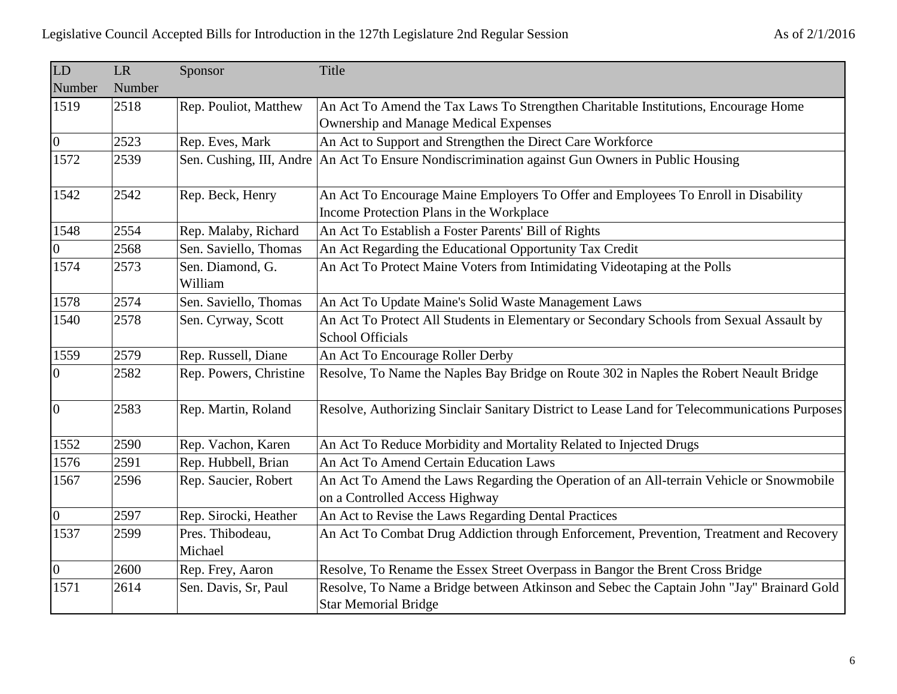| LD Number | LR Number | Sponsor | Title |
|---|---|---|---|
| 1519 | 2518 | Rep. Pouliot, Matthew | An Act To Amend the Tax Laws To Strengthen Charitable Institutions, Encourage Home Ownership and Manage Medical Expenses |
| 0 | 2523 | Rep. Eves, Mark | An Act to Support and Strengthen the Direct Care Workforce |
| 1572 | 2539 | Sen. Cushing, III, Andre | An Act To Ensure Nondiscrimination against Gun Owners in Public Housing |
| 1542 | 2542 | Rep. Beck, Henry | An Act To Encourage Maine Employers To Offer and Employees To Enroll in Disability Income Protection Plans in the Workplace |
| 1548 | 2554 | Rep. Malaby, Richard | An Act To Establish a Foster Parents' Bill of Rights |
| 0 | 2568 | Sen. Saviello, Thomas | An Act Regarding the Educational Opportunity Tax Credit |
| 1574 | 2573 | Sen. Diamond, G. William | An Act To Protect Maine Voters from Intimidating Videotaping at the Polls |
| 1578 | 2574 | Sen. Saviello, Thomas | An Act To Update Maine's Solid Waste Management Laws |
| 1540 | 2578 | Sen. Cyrway, Scott | An Act To Protect All Students in Elementary or Secondary Schools from Sexual Assault by School Officials |
| 1559 | 2579 | Rep. Russell, Diane | An Act To Encourage Roller Derby |
| 0 | 2582 | Rep. Powers, Christine | Resolve, To Name the Naples Bay Bridge on Route 302 in Naples the Robert Neault Bridge |
| 0 | 2583 | Rep. Martin, Roland | Resolve, Authorizing Sinclair Sanitary District to Lease Land for Telecommunications Purposes |
| 1552 | 2590 | Rep. Vachon, Karen | An Act To Reduce Morbidity and Mortality Related to Injected Drugs |
| 1576 | 2591 | Rep. Hubbell, Brian | An Act To Amend Certain Education Laws |
| 1567 | 2596 | Rep. Saucier, Robert | An Act To Amend the Laws Regarding the Operation of an All-terrain Vehicle or Snowmobile on a Controlled Access Highway |
| 0 | 2597 | Rep. Sirocki, Heather | An Act to Revise the Laws Regarding Dental Practices |
| 1537 | 2599 | Pres. Thibodeau, Michael | An Act To Combat Drug Addiction through Enforcement, Prevention, Treatment and Recovery |
| 0 | 2600 | Rep. Frey, Aaron | Resolve, To Rename the Essex Street Overpass in Bangor the Brent Cross Bridge |
| 1571 | 2614 | Sen. Davis, Sr, Paul | Resolve, To Name a Bridge between Atkinson and Sebec the Captain John "Jay" Brainard Gold Star Memorial Bridge |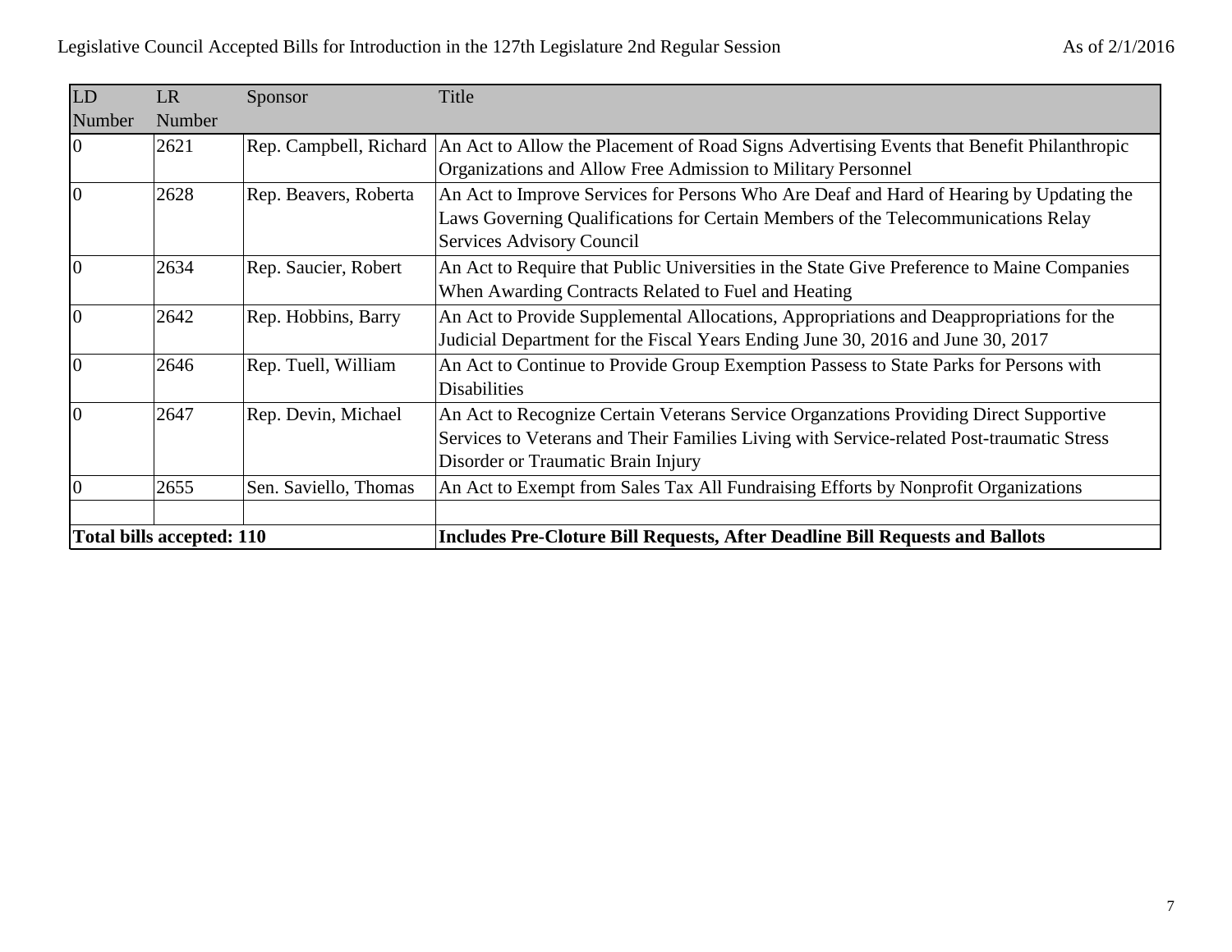| LD Number | LR Number | Sponsor | Title |
|---|---|---|---|
| 0 | 2621 | Rep. Campbell, Richard | An Act to Allow the Placement of Road Signs Advertising Events that Benefit Philanthropic Organizations and Allow Free Admission to Military Personnel |
| 0 | 2628 | Rep. Beavers, Roberta | An Act to Improve Services for Persons Who Are Deaf and Hard of Hearing by Updating the Laws Governing Qualifications for Certain Members of the Telecommunications Relay Services Advisory Council |
| 0 | 2634 | Rep. Saucier, Robert | An Act to Require that Public Universities in the State Give Preference to Maine Companies When Awarding Contracts Related to Fuel and Heating |
| 0 | 2642 | Rep. Hobbins, Barry | An Act to Provide Supplemental Allocations, Appropriations and Deappropriations for the Judicial Department for the Fiscal Years Ending June 30, 2016 and June 30, 2017 |
| 0 | 2646 | Rep. Tuell, William | An Act to Continue to Provide Group Exemption Passess to State Parks for Persons with Disabilities |
| 0 | 2647 | Rep. Devin, Michael | An Act to Recognize Certain Veterans Service Organzations Providing Direct Supportive Services to Veterans and Their Families Living with Service-related Post-traumatic Stress Disorder or Traumatic Brain Injury |
| 0 | 2655 | Sen. Saviello, Thomas | An Act to Exempt from Sales Tax All Fundraising Efforts by Nonprofit Organizations |
| | | | |
| **Total bills accepted: 110** | | | **Includes Pre-Cloture Bill Requests, After Deadline Bill Requests and Ballots** |